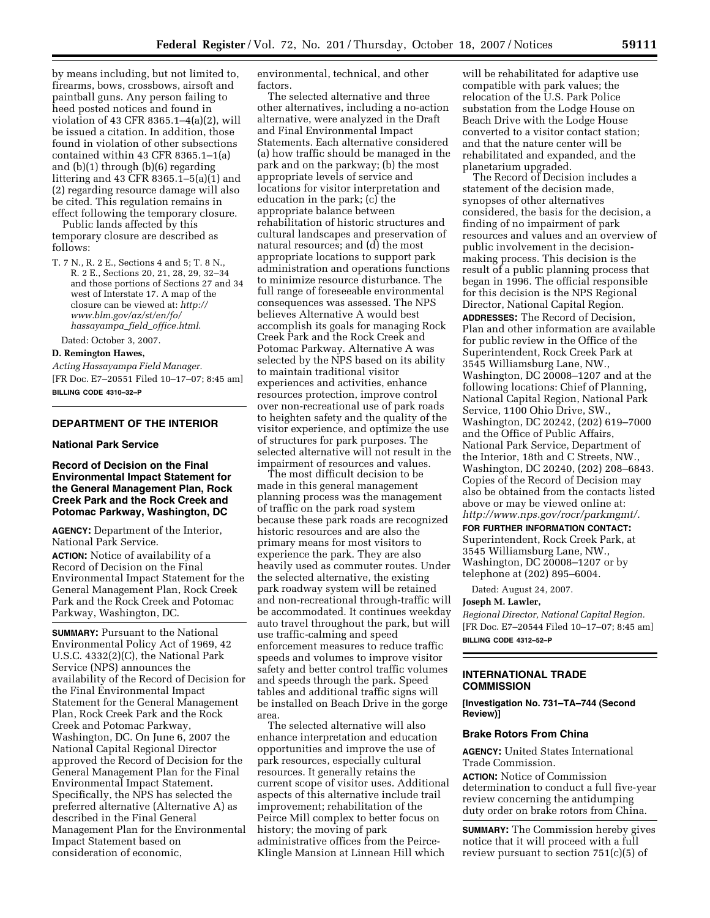by means including, but not limited to, firearms, bows, crossbows, airsoft and paintball guns. Any person failing to heed posted notices and found in violation of 43 CFR 8365.1–4(a)(2), will be issued a citation. In addition, those found in violation of other subsections contained within 43 CFR 8365.1–1(a) and (b)(1) through (b)(6) regarding littering and 43 CFR 8365.1–5(a)(1) and (2) regarding resource damage will also be cited. This regulation remains in effect following the temporary closure.

Public lands affected by this temporary closure are described as follows:

T. 7 N., R. 2 E., Sections 4 and 5; T. 8 N., R. 2 E., Sections 20, 21, 28, 29, 32–34 and those portions of Sections 27 and 34 west of Interstate 17. A map of the closure can be viewed at: *http://www.blm.gov/az/st/en/fo/hassayampa_field_office.html*.

Dated: October 3, 2007.

**D. Remington Hawes,**

*Acting Hassayampa Field Manager.*

[FR Doc. E7–20551 Filed 10–17–07; 8:45 am]

**BILLING CODE 4310–32–P**

## DEPARTMENT OF THE INTERIOR

### National Park Service

### Record of Decision on the Final Environmental Impact Statement for the General Management Plan, Rock Creek Park and the Rock Creek and Potomac Parkway, Washington, DC

**AGENCY:** Department of the Interior, National Park Service.

**ACTION:** Notice of availability of a Record of Decision on the Final Environmental Impact Statement for the General Management Plan, Rock Creek Park and the Rock Creek and Potomac Parkway, Washington, DC.

**SUMMARY:** Pursuant to the National Environmental Policy Act of 1969, 42 U.S.C. 4332(2)(C), the National Park Service (NPS) announces the availability of the Record of Decision for the Final Environmental Impact Statement for the General Management Plan, Rock Creek Park and the Rock Creek and Potomac Parkway, Washington, DC. On June 6, 2007 the National Capital Regional Director approved the Record of Decision for the General Management Plan for the Final Environmental Impact Statement. Specifically, the NPS has selected the preferred alternative (Alternative A) as described in the Final General Management Plan for the Environmental Impact Statement based on consideration of economic, environmental, technical, and other factors.

The selected alternative and three other alternatives, including a no-action alternative, were analyzed in the Draft and Final Environmental Impact Statements. Each alternative considered (a) how traffic should be managed in the park and on the parkway; (b) the most appropriate levels of service and locations for visitor interpretation and education in the park; (c) the appropriate balance between rehabilitation of historic structures and cultural landscapes and preservation of natural resources; and (d) the most appropriate locations to support park administration and operations functions to minimize resource disturbance. The full range of foreseeable environmental consequences was assessed. The NPS believes Alternative A would best accomplish its goals for managing Rock Creek Park and the Rock Creek and Potomac Parkway. Alternative A was selected by the NPS based on its ability to maintain traditional visitor experiences and activities, enhance resources protection, improve control over non-recreational use of park roads to heighten safety and the quality of the visitor experience, and optimize the use of structures for park purposes. The selected alternative will not result in the impairment of resources and values.

The most difficult decision to be made in this general management planning process was the management of traffic on the park road system because these park roads are recognized historic resources and are also the primary means for most visitors to experience the park. They are also heavily used as commuter routes. Under the selected alternative, the existing park roadway system will be retained and non-recreational through-traffic will be accommodated. It continues weekday auto travel throughout the park, but will use traffic-calming and speed enforcement measures to reduce traffic speeds and volumes to improve visitor safety and better control traffic volumes and speeds through the park. Speed tables and additional traffic signs will be installed on Beach Drive in the gorge area.

The selected alternative will also enhance interpretation and education opportunities and improve the use of park resources, especially cultural resources. It generally retains the current scope of visitor uses. Additional aspects of this alternative include trail improvement; rehabilitation of the Peirce Mill complex to better focus on history; the moving of park administrative offices from the Peirce-Klingle Mansion at Linnean Hill which will be rehabilitated for adaptive use compatible with park values; the relocation of the U.S. Park Police substation from the Lodge House on Beach Drive with the Lodge House converted to a visitor contact station; and that the nature center will be rehabilitated and expanded, and the planetarium upgraded.

The Record of Decision includes a statement of the decision made, synopses of other alternatives considered, the basis for the decision, a finding of no impairment of park resources and values and an overview of public involvement in the decision-making process. This decision is the result of a public planning process that began in 1996. The official responsible for this decision is the NPS Regional Director, National Capital Region.

**ADDRESSES:** The Record of Decision, Plan and other information are available for public review in the Office of the Superintendent, Rock Creek Park at 3545 Williamsburg Lane, NW., Washington, DC 20008–1207 and at the following locations: Chief of Planning, National Capital Region, National Park Service, 1100 Ohio Drive, SW., Washington, DC 20242, (202) 619–7000 and the Office of Public Affairs, National Park Service, Department of the Interior, 18th and C Streets, NW., Washington, DC 20240, (202) 208–6843. Copies of the Record of Decision may also be obtained from the contacts listed above or may be viewed online at: *http://www.nps.gov/rocr/parkmgmt/*.

**FOR FURTHER INFORMATION CONTACT:** Superintendent, Rock Creek Park, at 3545 Williamsburg Lane, NW., Washington, DC 20008–1207 or by telephone at (202) 895–6004.

Dated: August 24, 2007.

**Joseph M. Lawler,**

*Regional Director, National Capital Region.*

[FR Doc. E7–20544 Filed 10–17–07; 8:45 am]

**BILLING CODE 4312–52–P**

## INTERNATIONAL TRADE COMMISSION

### [Investigation No. 731–TA–744 (Second Review)]

### Brake Rotors From China

**AGENCY:** United States International Trade Commission.

**ACTION:** Notice of Commission determination to conduct a full five-year review concerning the antidumping duty order on brake rotors from China.

**SUMMARY:** The Commission hereby gives notice that it will proceed with a full review pursuant to section 751(c)(5) of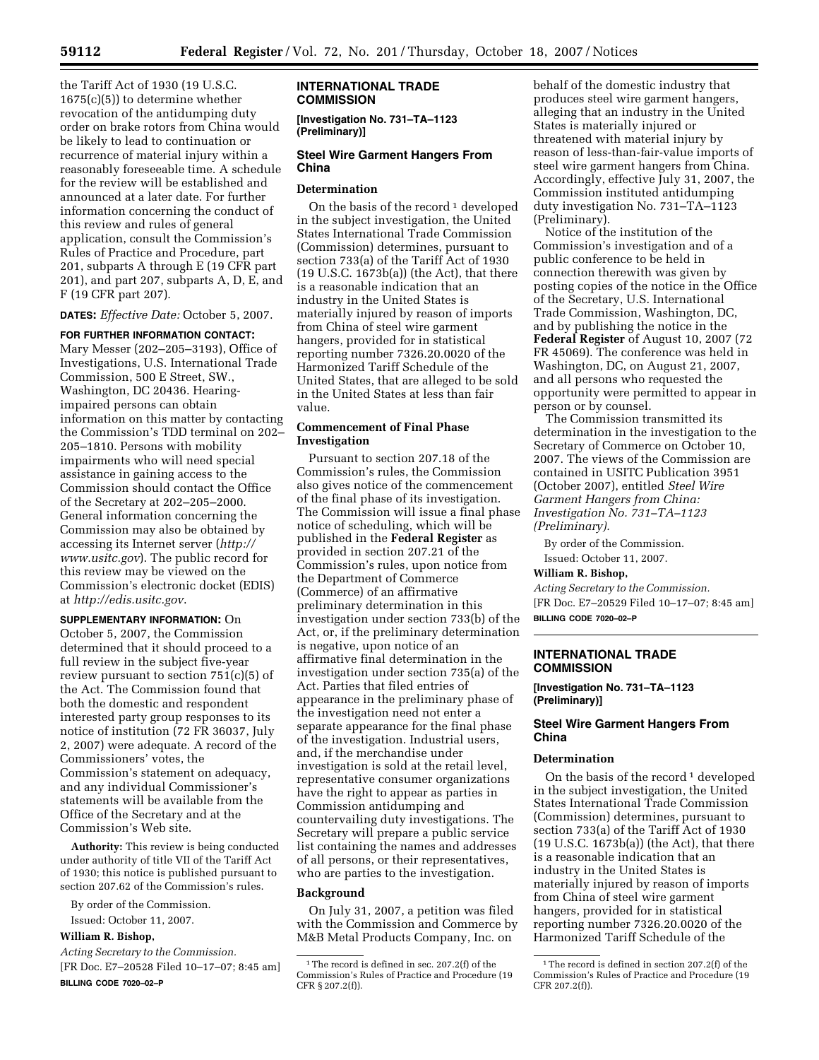the Tariff Act of 1930 (19 U.S.C. 1675(c)(5)) to determine whether revocation of the antidumping duty order on brake rotors from China would be likely to lead to continuation or recurrence of material injury within a reasonably foreseeable time. A schedule for the review will be established and announced at a later date. For further information concerning the conduct of this review and rules of general application, consult the Commission's Rules of Practice and Procedure, part 201, subparts A through E (19 CFR part 201), and part 207, subparts A, D, E, and F (19 CFR part 207).

**DATES:** *Effective Date:* October 5, 2007.

**FOR FURTHER INFORMATION CONTACT:** Mary Messer (202–205–3193), Office of Investigations, U.S. International Trade Commission, 500 E Street, SW., Washington, DC 20436. Hearing-impaired persons can obtain information on this matter by contacting the Commission's TDD terminal on 202–205–1810. Persons with mobility impairments who will need special assistance in gaining access to the Commission should contact the Office of the Secretary at 202–205–2000. General information concerning the Commission may also be obtained by accessing its Internet server (*http://www.usitc.gov*). The public record for this review may be viewed on the Commission's electronic docket (EDIS) at *http://edis.usitc.gov*.

**SUPPLEMENTARY INFORMATION:** On October 5, 2007, the Commission determined that it should proceed to a full review in the subject five-year review pursuant to section 751(c)(5) of the Act. The Commission found that both the domestic and respondent interested party group responses to its notice of institution (72 FR 36037, July 2, 2007) were adequate. A record of the Commissioners' votes, the Commission's statement on adequacy, and any individual Commissioner's statements will be available from the Office of the Secretary and at the Commission's Web site.

**Authority:** This review is being conducted under authority of title VII of the Tariff Act of 1930; this notice is published pursuant to section 207.62 of the Commission's rules.

By order of the Commission.

Issued: October 11, 2007.

**William R. Bishop,**

*Acting Secretary to the Commission.*

[FR Doc. E7–20528 Filed 10–17–07; 8:45 am]

**BILLING CODE 7020–02–P**

---

## INTERNATIONAL TRADE COMMISSION

**[Investigation No. 731–TA–1123 (Preliminary)]**

### Steel Wire Garment Hangers From China

#### Determination

On the basis of the record [1] developed in the subject investigation, the United States International Trade Commission (Commission) determines, pursuant to section 733(a) of the Tariff Act of 1930 (19 U.S.C. 1673b(a)) (the Act), that there is a reasonable indication that an industry in the United States is materially injured by reason of imports from China of steel wire garment hangers, provided for in statistical reporting number 7326.20.0020 of the Harmonized Tariff Schedule of the United States, that are alleged to be sold in the United States at less than fair value.

#### Commencement of Final Phase Investigation

Pursuant to section 207.18 of the Commission's rules, the Commission also gives notice of the commencement of the final phase of its investigation. The Commission will issue a final phase notice of scheduling, which will be published in the **Federal Register** as provided in section 207.21 of the Commission's rules, upon notice from the Department of Commerce (Commerce) of an affirmative preliminary determination in this investigation under section 733(b) of the Act, or, if the preliminary determination is negative, upon notice of an affirmative final determination in the investigation under section 735(a) of the Act. Parties that filed entries of appearance in the preliminary phase of the investigation need not enter a separate appearance for the final phase of the investigation. Industrial users, and, if the merchandise under investigation is sold at the retail level, representative consumer organizations have the right to appear as parties in Commission antidumping and countervailing duty investigations. The Secretary will prepare a public service list containing the names and addresses of all persons, or their representatives, who are parties to the investigation.

#### Background

On July 31, 2007, a petition was filed with the Commission and Commerce by M&B Metal Products Company, Inc. on behalf of the domestic industry that produces steel wire garment hangers, alleging that an industry in the United States is materially injured or threatened with material injury by reason of less-than-fair-value imports of steel wire garment hangers from China. Accordingly, effective July 31, 2007, the Commission instituted antidumping duty investigation No. 731–TA–1123 (Preliminary).

Notice of the institution of the Commission's investigation and of a public conference to be held in connection therewith was given by posting copies of the notice in the Office of the Secretary, U.S. International Trade Commission, Washington, DC, and by publishing the notice in the **Federal Register** of August 10, 2007 (72 FR 45069). The conference was held in Washington, DC, on August 21, 2007, and all persons who requested the opportunity were permitted to appear in person or by counsel.

The Commission transmitted its determination in the investigation to the Secretary of Commerce on October 10, 2007. The views of the Commission are contained in USITC Publication 3951 (October 2007), entitled *Steel Wire Garment Hangers from China: Investigation No. 731–TA–1123 (Preliminary).*

By order of the Commission.

Issued: October 11, 2007.

**William R. Bishop,**

*Acting Secretary to the Commission.*

[FR Doc. E7–20529 Filed 10–17–07; 8:45 am]

**BILLING CODE 7020–02–P**

[1] The record is defined in sec. 207.2(f) of the Commission's Rules of Practice and Procedure (19 CFR § 207.2(f)).

---

## INTERNATIONAL TRADE COMMISSION

**[Investigation No. 731–TA–1123 (Preliminary)]**

### Steel Wire Garment Hangers From China

#### Determination

On the basis of the record [1] developed in the subject investigation, the United States International Trade Commission (Commission) determines, pursuant to section 733(a) of the Tariff Act of 1930 (19 U.S.C. 1673b(a)) (the Act), that there is a reasonable indication that an industry in the United States is materially injured by reason of imports from China of steel wire garment hangers, provided for in statistical reporting number 7326.20.0020 of the Harmonized Tariff Schedule of the

[1] The record is defined in section 207.2(f) of the Commission's Rules of Practice and Procedure (19 CFR 207.2(f)).